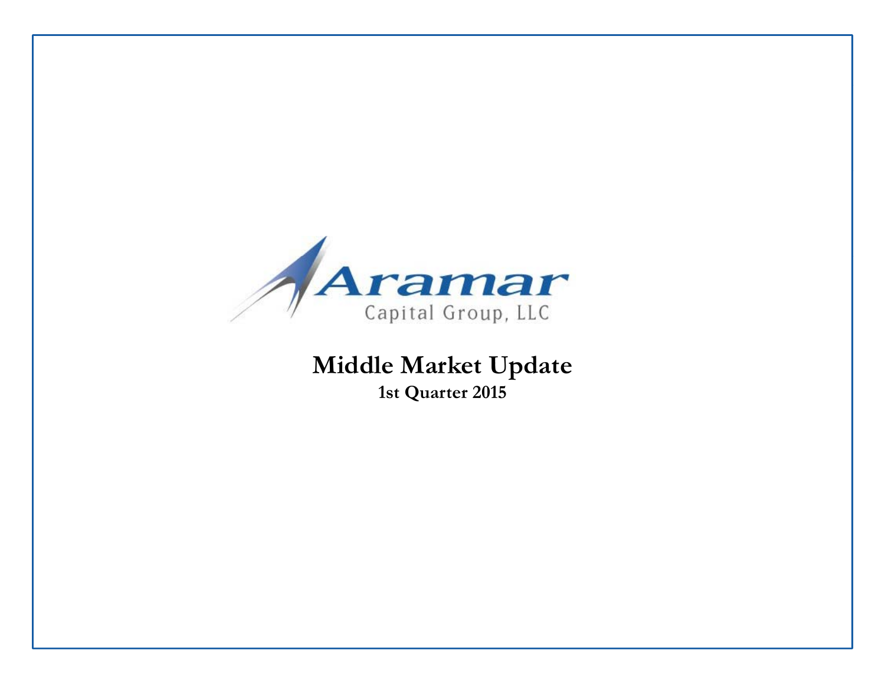Aramar

Capital Group, LLC

# Middle Market Update

**1st Quarter 2015**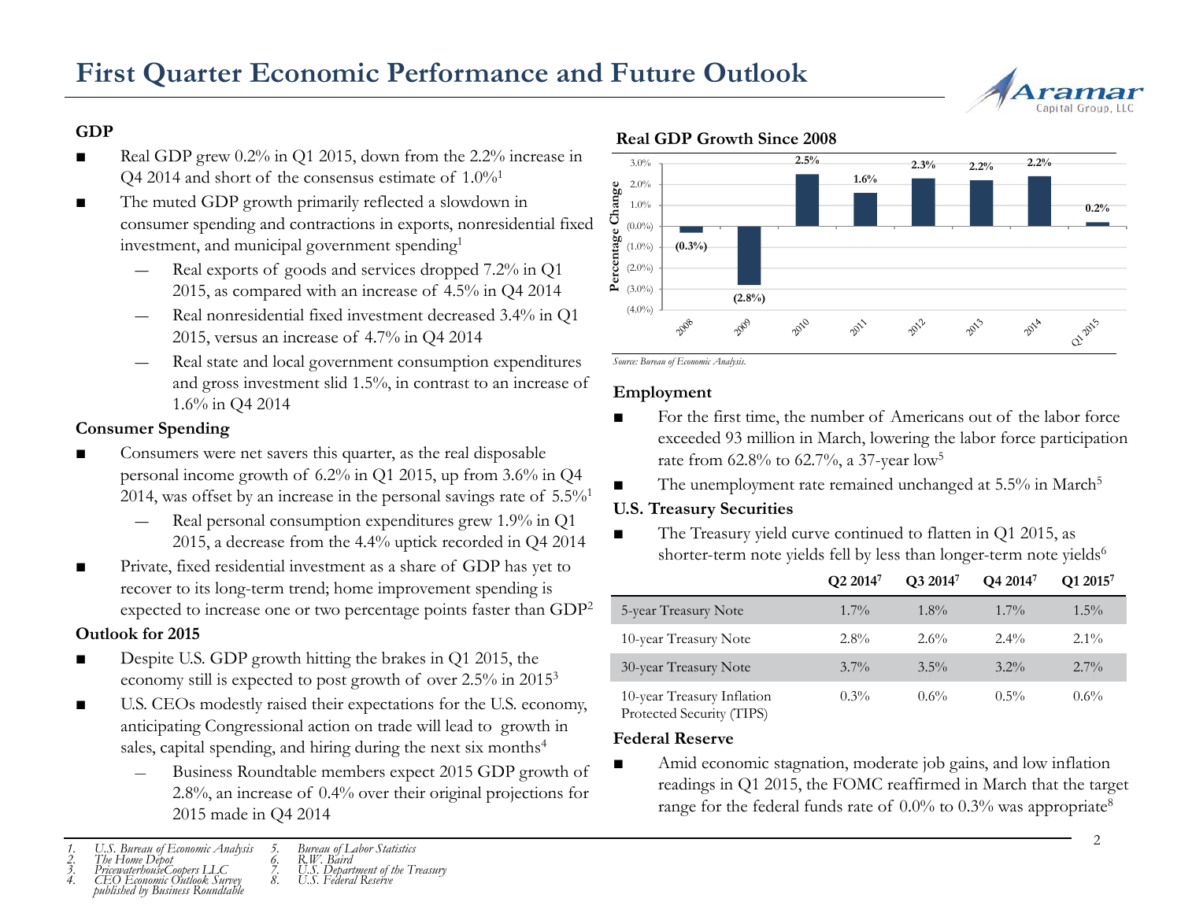# First Quarter Economic Performance and Future Outlook

## GDP

- Real GDP grew 0.2% in Q1 2015, down from the 2.2% increase in Q4 2014 and short of the consensus estimate of 1.0%[1]
- The muted GDP growth primarily reflected a slowdown in consumer spending and contractions in exports, nonresidential fixed investment, and municipal government spending[1]
  - Real exports of goods and services dropped 7.2% in Q1 2015, as compared with an increase of 4.5% in Q4 2014
  - Real nonresidential fixed investment decreased 3.4% in Q1 2015, versus an increase of 4.7% in Q4 2014
  - Real state and local government consumption expenditures and gross investment slid 1.5%, in contrast to an increase of 1.6% in Q4 2014

## Consumer Spending

- Consumers were net savers this quarter, as the real disposable personal income growth of 6.2% in Q1 2015, up from 3.6% in Q4 2014, was offset by an increase in the personal savings rate of 5.5%[1]
  - Real personal consumption expenditures grew 1.9% in Q1 2015, a decrease from the 4.4% uptick recorded in Q4 2014
- Private, fixed residential investment as a share of GDP has yet to recover to its long-term trend; home improvement spending is expected to increase one or two percentage points faster than GDP[2]

## Outlook for 2015

- Despite U.S. GDP growth hitting the brakes in Q1 2015, the economy still is expected to post growth of over 2.5% in 2015[3]
- U.S. CEOs modestly raised their expectations for the U.S. economy, anticipating Congressional action on trade will lead to growth in sales, capital spending, and hiring during the next six months[4]
  - Business Roundtable members expect 2015 GDP growth of 2.8%, an increase of 0.4% over their original projections for 2015 made in Q4 2014

**Real GDP Growth Since 2008**

| Period | Percentage Change |
|---|---|
| 2008 | (0.3%) |
| 2009 | (2.8%) |
| 2010 | 2.5% |
| 2011 | 1.6% |
| 2012 | 2.3% |
| 2013 | 2.2% |
| 2014 | 2.2% |
| Q1 2015 | 0.2% |

*Source: Bureau of Economic Analysis.*

## Employment

- For the first time, the number of Americans out of the labor force exceeded 93 million in March, lowering the labor force participation rate from 62.8% to 62.7%, a 37-year low[5]
- The unemployment rate remained unchanged at 5.5% in March[5]

## U.S. Treasury Securities

- The Treasury yield curve continued to flatten in Q1 2015, as shorter-term note yields fell by less than longer-term note yields[6]

| | Q2 2014[7] | Q3 2014[7] | Q4 2014[7] | Q1 2015[7] |
|---|---|---|---|---|
| 5-year Treasury Note | 1.7% | 1.8% | 1.7% | 1.5% |
| 10-year Treasury Note | 2.8% | 2.6% | 2.4% | 2.1% |
| 30-year Treasury Note | 3.7% | 3.5% | 3.2% | 2.7% |
| 10-year Treasury Inflation Protected Security (TIPS) | 0.3% | 0.6% | 0.5% | 0.6% |

## Federal Reserve

- Amid economic stagnation, moderate job gains, and low inflation readings in Q1 2015, the FOMC reaffirmed in March that the target range for the federal funds rate of 0.0% to 0.3% was appropriate[8]

---

1. *U.S. Bureau of Economic Analysis*
2. *The Home Depot*
3. *PricewaterhouseCoopers LLC*
4. *CEO Economic Outlook Survey published by Business Roundtable*
5. *Bureau of Labor Statistics*
6. *R.W. Baird*
7. *U.S. Department of the Treasury*
8. *U.S. Federal Reserve*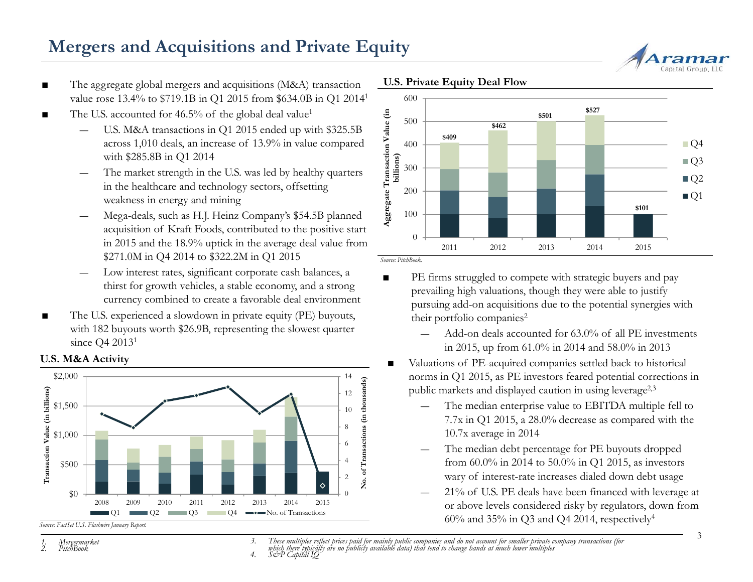# Mergers and Acquisitions and Private Equity

- The aggregate global mergers and acquisitions (M&A) transaction value rose 13.4% to $719.1B in Q1 2015 from $634.0B in Q1 2014[1]
- The U.S. accounted for 46.5% of the global deal value[1]
  - U.S. M&A transactions in Q1 2015 ended up with $325.5B across 1,010 deals, an increase of 13.9% in value compared with $285.8B in Q1 2014
  - The market strength in the U.S. was led by healthy quarters in the healthcare and technology sectors, offsetting weakness in energy and mining
  - Mega-deals, such as H.J. Heinz Company's $54.5B planned acquisition of Kraft Foods, contributed to the positive start in 2015 and the 18.9% uptick in the average deal value from $271.0M in Q4 2014 to $322.2M in Q1 2015
  - Low interest rates, significant corporate cash balances, a thirst for growth vehicles, a stable economy, and a strong currency combined to create a favorable deal environment
- The U.S. experienced a slowdown in private equity (PE) buyouts, with 182 buyouts worth $26.9B, representing the slowest quarter since Q4 2013[1]

**U.S. M&A Activity**

*Source: FactSet U.S. Flashwire January Report.*

**U.S. Private Equity Deal Flow**

| Year | Aggregate Transaction Value (in billions) |
|---|---|
| 2011 | $409 |
| 2012 | $462 |
| 2013 | $501 |
| 2014 | $527 |
| 2015 | $101 |

*Source: PitchBook.*

- PE firms struggled to compete with strategic buyers and pay prevailing high valuations, though they were able to justify pursuing add-on acquisitions due to the potential synergies with their portfolio companies[2]
  - Add-on deals accounted for 63.0% of all PE investments in 2015, up from 61.0% in 2014 and 58.0% in 2013
- Valuations of PE-acquired companies settled back to historical norms in Q1 2015, as PE investors feared potential corrections in public markets and displayed caution in using leverage[2,3]
  - The median enterprise value to EBITDA multiple fell to 7.7x in Q1 2015, a 28.0% decrease as compared with the 10.7x average in 2014
  - The median debt percentage for PE buyouts dropped from 60.0% in 2014 to 50.0% in Q1 2015, as investors wary of interest-rate increases dialed down debt usage
  - 21% of U.S. PE deals have been financed with leverage at or above levels considered risky by regulators, down from 60% and 35% in Q3 and Q4 2014, respectively[4]

1. *Mergermarket*
2. *PitchBook*
3. *These multiples reflect prices paid for mainly public companies and do not account for smaller private company transactions (for which there typically are no publicly available data) that tend to change hands at much lower multiples*
4. *S&P Capital IQ*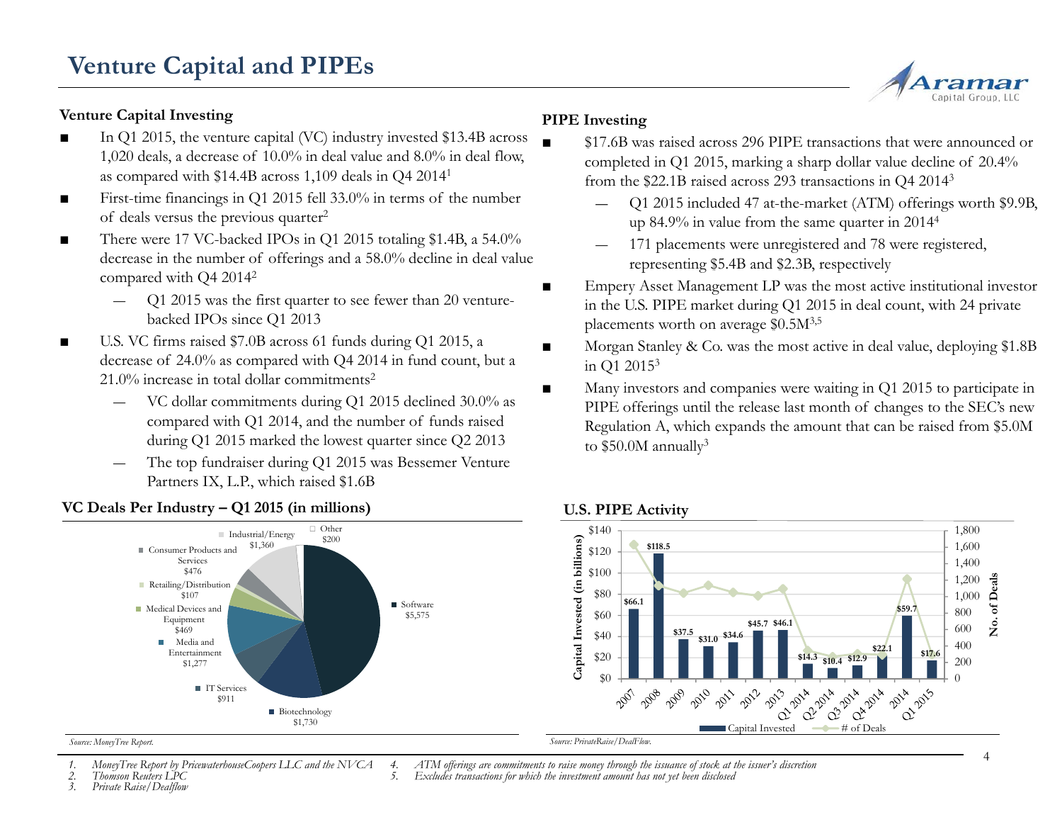# Venture Capital and PIPEs

### Venture Capital Investing

- In Q1 2015, the venture capital (VC) industry invested $13.4B across 1,020 deals, a decrease of 10.0% in deal value and 8.0% in deal flow, as compared with $14.4B across 1,109 deals in Q4 2014[1]
- First-time financings in Q1 2015 fell 33.0% in terms of the number of deals versus the previous quarter[2]
- There were 17 VC-backed IPOs in Q1 2015 totaling $1.4B, a 54.0% decrease in the number of offerings and a 58.0% decline in deal value compared with Q4 2014[2]
  - Q1 2015 was the first quarter to see fewer than 20 venture-backed IPOs since Q1 2013
- U.S. VC firms raised $7.0B across 61 funds during Q1 2015, a decrease of 24.0% as compared with Q4 2014 in fund count, but a 21.0% increase in total dollar commitments[2]
  - VC dollar commitments during Q1 2015 declined 30.0% as compared with Q1 2014, and the number of funds raised during Q1 2015 marked the lowest quarter since Q2 2013
  - The top fundraiser during Q1 2015 was Bessemer Venture Partners IX, L.P., which raised $1.6B

### VC Deals Per Industry – Q1 2015 (in millions)

| Industry | Value |
|---|---|
| Software | $5,575 |
| Biotechnology | $1,730 |
| IT Services | $911 |
| Media and Entertainment | $1,277 |
| Medical Devices and Equipment | $469 |
| Retailing/Distribution | $107 |
| Consumer Products and Services | $476 |
| Industrial/Energy | $1,360 |
| Other | $200 |

*Source: MoneyTree Report.*

### PIPE Investing

- $17.6B was raised across 296 PIPE transactions that were announced or completed in Q1 2015, marking a sharp dollar value decline of 20.4% from the $22.1B raised across 293 transactions in Q4 2014[3]
  - Q1 2015 included 47 at-the-market (ATM) offerings worth $9.9B, up 84.9% in value from the same quarter in 2014[4]
  - 171 placements were unregistered and 78 were registered, representing $5.4B and $2.3B, respectively
- Empery Asset Management LP was the most active institutional investor in the U.S. PIPE market during Q1 2015 in deal count, with 24 private placements worth on average $0.5M[3,5]
- Morgan Stanley & Co. was the most active in deal value, deploying $1.8B in Q1 2015[3]
- Many investors and companies were waiting in Q1 2015 to participate in PIPE offerings until the release last month of changes to the SEC's new Regulation A, which expands the amount that can be raised from $5.0M to $50.0M annually[3]

### U.S. PIPE Activity

| Period | Capital Invested (in billions) |
|---|---|
| 2007 | $66.1 |
| 2008 | $118.5 |
| 2009 | $37.5 |
| 2010 | $31.0 |
| 2011 | $34.6 |
| 2012 | $45.7 |
| 2013 | $46.1 |
| Q1 2014 | $14.3 |
| Q2 2014 | $10.4 |
| Q3 2014 | $12.9 |
| Q4 2014 | $22.1 |
| 2014 | $59.7 |
| Q1 2015 | $17.6 |

*Source: PrivateRaise/DealFlow.*

1. MoneyTree Report by PricewaterhouseCoopers LLC and the NVCA
2. Thomson Reuters LPC
3. Private Raise/Dealflow
4. ATM offerings are commitments to raise money through the issuance of stock at the issuer's discretion
5. Excludes transactions for which the investment amount has not yet been disclosed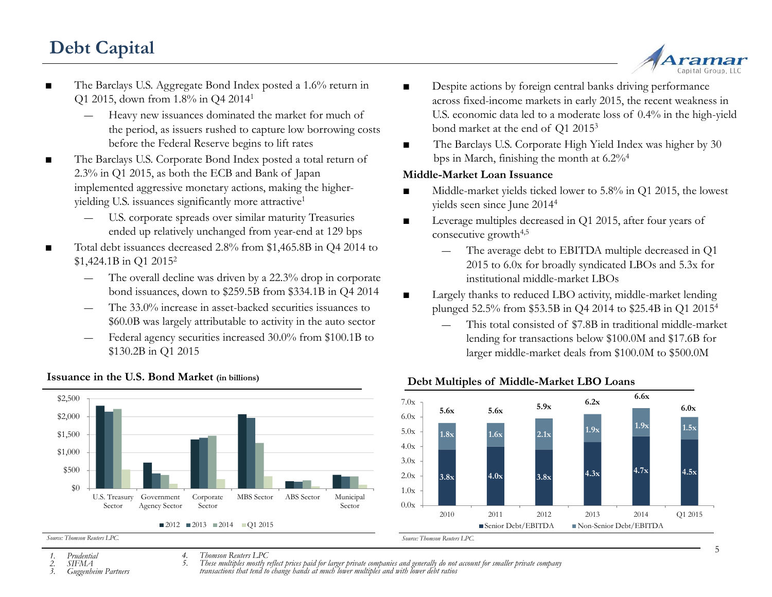# Debt Capital

- The Barclays U.S. Aggregate Bond Index posted a 1.6% return in Q1 2015, down from 1.8% in Q4 2014[1]
  - Heavy new issuances dominated the market for much of the period, as issuers rushed to capture low borrowing costs before the Federal Reserve begins to lift rates
- The Barclays U.S. Corporate Bond Index posted a total return of 2.3% in Q1 2015, as both the ECB and Bank of Japan implemented aggressive monetary actions, making the higher-yielding U.S. issuances significantly more attractive[1]
  - U.S. corporate spreads over similar maturity Treasuries ended up relatively unchanged from year-end at 129 bps
- Total debt issuances decreased 2.8% from $1,465.8B in Q4 2014 to $1,424.1B in Q1 2015[2]
  - The overall decline was driven by a 22.3% drop in corporate bond issuances, down to $259.5B from $334.1B in Q4 2014
  - The 33.0% increase in asset-backed securities issuances to $60.0B was largely attributable to activity in the auto sector
  - Federal agency securities increased 30.0% from $100.1B to $130.2B in Q1 2015
- Despite actions by foreign central banks driving performance across fixed-income markets in early 2015, the recent weakness in U.S. economic data led to a moderate loss of 0.4% in the high-yield bond market at the end of Q1 2015[3]
- The Barclays U.S. Corporate High Yield Index was higher by 30 bps in March, finishing the month at 6.2%[4]

### Middle-Market Loan Issuance

- Middle-market yields ticked lower to 5.8% in Q1 2015, the lowest yields seen since June 2014[4]
- Leverage multiples decreased in Q1 2015, after four years of consecutive growth[4,5]
  - The average debt to EBITDA multiple decreased in Q1 2015 to 6.0x for broadly syndicated LBOs and 5.3x for institutional middle-market LBOs
- Largely thanks to reduced LBO activity, middle-market lending plunged 52.5% from $53.5B in Q4 2014 to $25.4B in Q1 2015[4]
  - This total consisted of $7.8B in traditional middle-market lending for transactions below $100.0M and $17.6B for larger middle-market deals from $100.0M to $500.0M

**Issuance in the U.S. Bond Market** (in billions)

Legend: 2012, 2013, 2014, Q1 2015. Sectors: U.S. Treasury Sector, Government Agency Sector, Corporate Sector, MBS Sector, ABS Sector, Municipal Sector. Y-axis: $0 – $2,500.

*Source: Thomson Reuters LPC.*

**Debt Multiples of Middle-Market LBO Loans**

| | 2010 | 2011 | 2012 | 2013 | 2014 | Q1 2015 |
|---|---|---|---|---|---|---|
| Senior Debt/EBITDA | 3.8x | 4.0x | 3.8x | 4.3x | 4.7x | 4.5x |
| Non-Senior Debt/EBITDA | 1.8x | 1.6x | 2.1x | 1.9x | 1.9x | 1.5x |
| Total | 5.6x | 5.6x | 5.9x | 6.2x | 6.6x | 6.0x |

*Source: Thomson Reuters LPC.*

1. *Prudential*
2. *SIFMA*
3. *Guggenheim Partners*
4. *Thomson Reuters LPC*
5. *These multiples mostly reflect prices paid for larger private companies and generally do not account for smaller private company transactions that tend to change hands at much lower multiples and with lower debt ratios*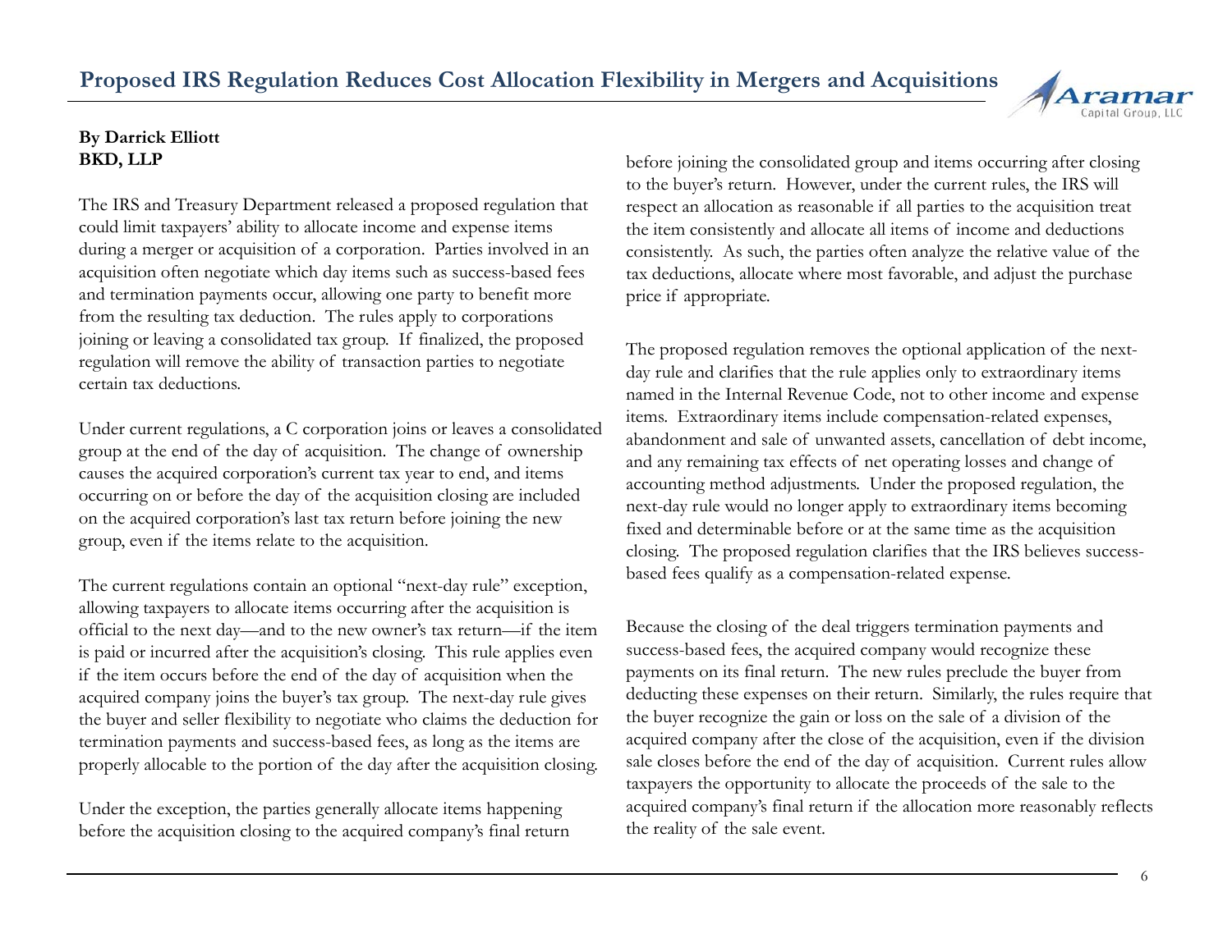# Proposed IRS Regulation Reduces Cost Allocation Flexibility in Mergers and Acquisitions

**By Darrick Elliott**
**BKD, LLP**

The IRS and Treasury Department released a proposed regulation that could limit taxpayers' ability to allocate income and expense items during a merger or acquisition of a corporation. Parties involved in an acquisition often negotiate which day items such as success-based fees and termination payments occur, allowing one party to benefit more from the resulting tax deduction. The rules apply to corporations joining or leaving a consolidated tax group. If finalized, the proposed regulation will remove the ability of transaction parties to negotiate certain tax deductions.

Under current regulations, a C corporation joins or leaves a consolidated group at the end of the day of acquisition. The change of ownership causes the acquired corporation's current tax year to end, and items occurring on or before the day of the acquisition closing are included on the acquired corporation's last tax return before joining the new group, even if the items relate to the acquisition.

The current regulations contain an optional "next-day rule" exception, allowing taxpayers to allocate items occurring after the acquisition is official to the next day—and to the new owner's tax return—if the item is paid or incurred after the acquisition's closing. This rule applies even if the item occurs before the end of the day of acquisition when the acquired company joins the buyer's tax group. The next-day rule gives the buyer and seller flexibility to negotiate who claims the deduction for termination payments and success-based fees, as long as the items are properly allocable to the portion of the day after the acquisition closing.

Under the exception, the parties generally allocate items happening before the acquisition closing to the acquired company's final return before joining the consolidated group and items occurring after closing to the buyer's return. However, under the current rules, the IRS will respect an allocation as reasonable if all parties to the acquisition treat the item consistently and allocate all items of income and deductions consistently. As such, the parties often analyze the relative value of the tax deductions, allocate where most favorable, and adjust the purchase price if appropriate.

The proposed regulation removes the optional application of the next-day rule and clarifies that the rule applies only to extraordinary items named in the Internal Revenue Code, not to other income and expense items. Extraordinary items include compensation-related expenses, abandonment and sale of unwanted assets, cancellation of debt income, and any remaining tax effects of net operating losses and change of accounting method adjustments. Under the proposed regulation, the next-day rule would no longer apply to extraordinary items becoming fixed and determinable before or at the same time as the acquisition closing. The proposed regulation clarifies that the IRS believes success-based fees qualify as a compensation-related expense.

Because the closing of the deal triggers termination payments and success-based fees, the acquired company would recognize these payments on its final return. The new rules preclude the buyer from deducting these expenses on their return. Similarly, the rules require that the buyer recognize the gain or loss on the sale of a division of the acquired company after the close of the acquisition, even if the division sale closes before the end of the day of acquisition. Current rules allow taxpayers the opportunity to allocate the proceeds of the sale to the acquired company's final return if the allocation more reasonably reflects the reality of the sale event.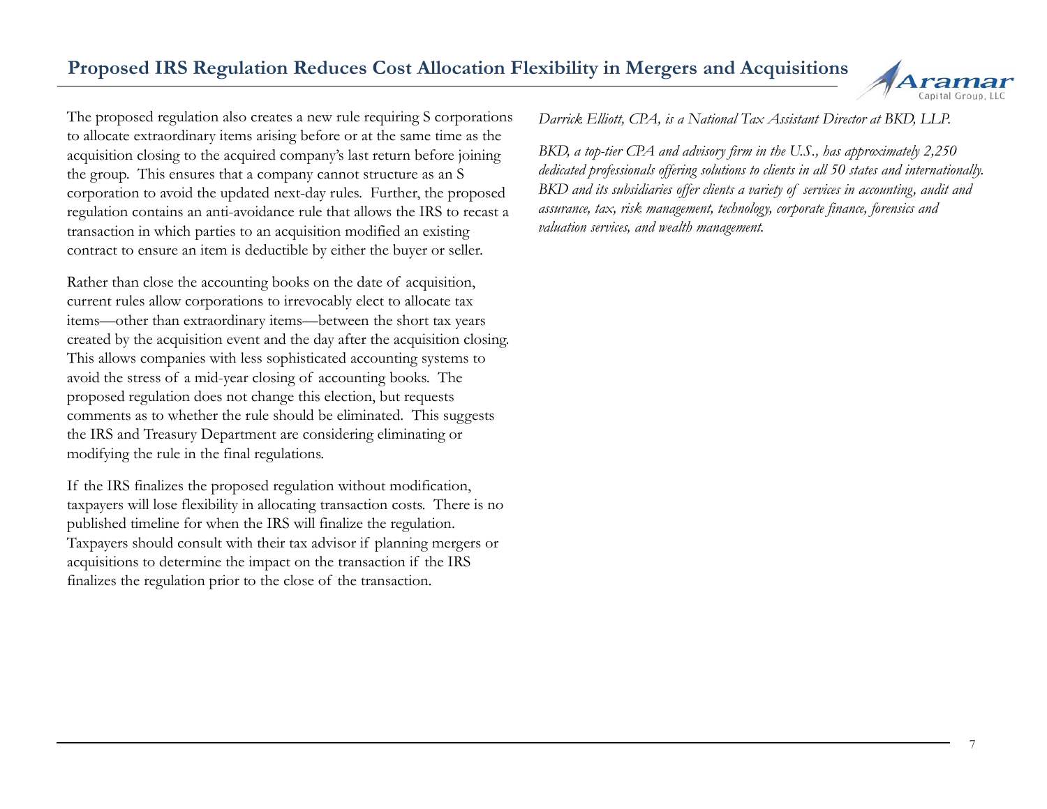The proposed regulation also creates a new rule requiring S corporations to allocate extraordinary items arising before or at the same time as the acquisition closing to the acquired company's last return before joining the group. This ensures that a company cannot structure as an S corporation to avoid the updated next-day rules. Further, the proposed regulation contains an anti-avoidance rule that allows the IRS to recast a transaction in which parties to an acquisition modified an existing contract to ensure an item is deductible by either the buyer or seller.

Rather than close the accounting books on the date of acquisition, current rules allow corporations to irrevocably elect to allocate tax items—other than extraordinary items—between the short tax years created by the acquisition event and the day after the acquisition closing. This allows companies with less sophisticated accounting systems to avoid the stress of a mid-year closing of accounting books. The proposed regulation does not change this election, but requests comments as to whether the rule should be eliminated. This suggests the IRS and Treasury Department are considering eliminating or modifying the rule in the final regulations.

If the IRS finalizes the proposed regulation without modification, taxpayers will lose flexibility in allocating transaction costs. There is no published timeline for when the IRS will finalize the regulation. Taxpayers should consult with their tax advisor if planning mergers or acquisitions to determine the impact on the transaction if the IRS finalizes the regulation prior to the close of the transaction.

*Darrick Elliott, CPA, is a National Tax Assistant Director at BKD, LLP.*

*BKD, a top-tier CPA and advisory firm in the U.S., has approximately 2,250 dedicated professionals offering solutions to clients in all 50 states and internationally. BKD and its subsidiaries offer clients a variety of services in accounting, audit and assurance, tax, risk management, technology, corporate finance, forensics and valuation services, and wealth management.*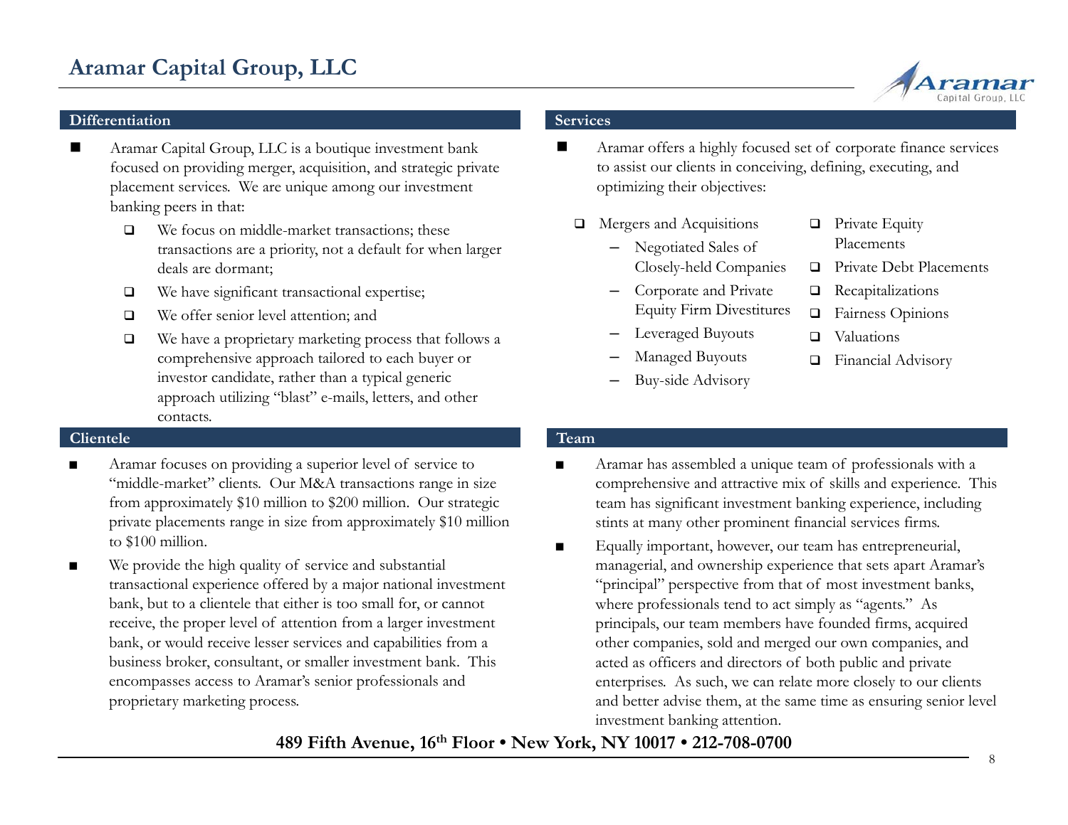# Aramar Capital Group, LLC

## Differentiation

- Aramar Capital Group, LLC is a boutique investment bank focused on providing merger, acquisition, and strategic private placement services. We are unique among our investment banking peers in that:
  - We focus on middle-market transactions; these transactions are a priority, not a default for when larger deals are dormant;
  - We have significant transactional expertise;
  - We offer senior level attention; and
  - We have a proprietary marketing process that follows a comprehensive approach tailored to each buyer or investor candidate, rather than a typical generic approach utilizing "blast" e-mails, letters, and other contacts.

## Clientele

- Aramar focuses on providing a superior level of service to "middle-market" clients. Our M&A transactions range in size from approximately $10 million to $200 million. Our strategic private placements range in size from approximately $10 million to $100 million.
- We provide the high quality of service and substantial transactional experience offered by a major national investment bank, but to a clientele that either is too small for, or cannot receive, the proper level of attention from a larger investment bank, or would receive lesser services and capabilities from a business broker, consultant, or smaller investment bank. This encompasses access to Aramar's senior professionals and proprietary marketing process.

## Services

- Aramar offers a highly focused set of corporate finance services to assist our clients in conceiving, defining, executing, and optimizing their objectives:
  - Mergers and Acquisitions
    - Negotiated Sales of Closely-held Companies
    - Corporate and Private Equity Firm Divestitures
    - Leveraged Buyouts
    - Managed Buyouts
    - Buy-side Advisory
  - Private Equity Placements
  - Private Debt Placements
  - Recapitalizations
  - Fairness Opinions
  - Valuations
  - Financial Advisory

## Team

- Aramar has assembled a unique team of professionals with a comprehensive and attractive mix of skills and experience. This team has significant investment banking experience, including stints at many other prominent financial services firms.
- Equally important, however, our team has entrepreneurial, managerial, and ownership experience that sets apart Aramar's "principal" perspective from that of most investment banks, where professionals tend to act simply as "agents." As principals, our team members have founded firms, acquired other companies, sold and merged our own companies, and acted as officers and directors of both public and private enterprises. As such, we can relate more closely to our clients and better advise them, at the same time as ensuring senior level investment banking attention.

**489 Fifth Avenue, 16th Floor • New York, NY 10017 • 212-708-0700**